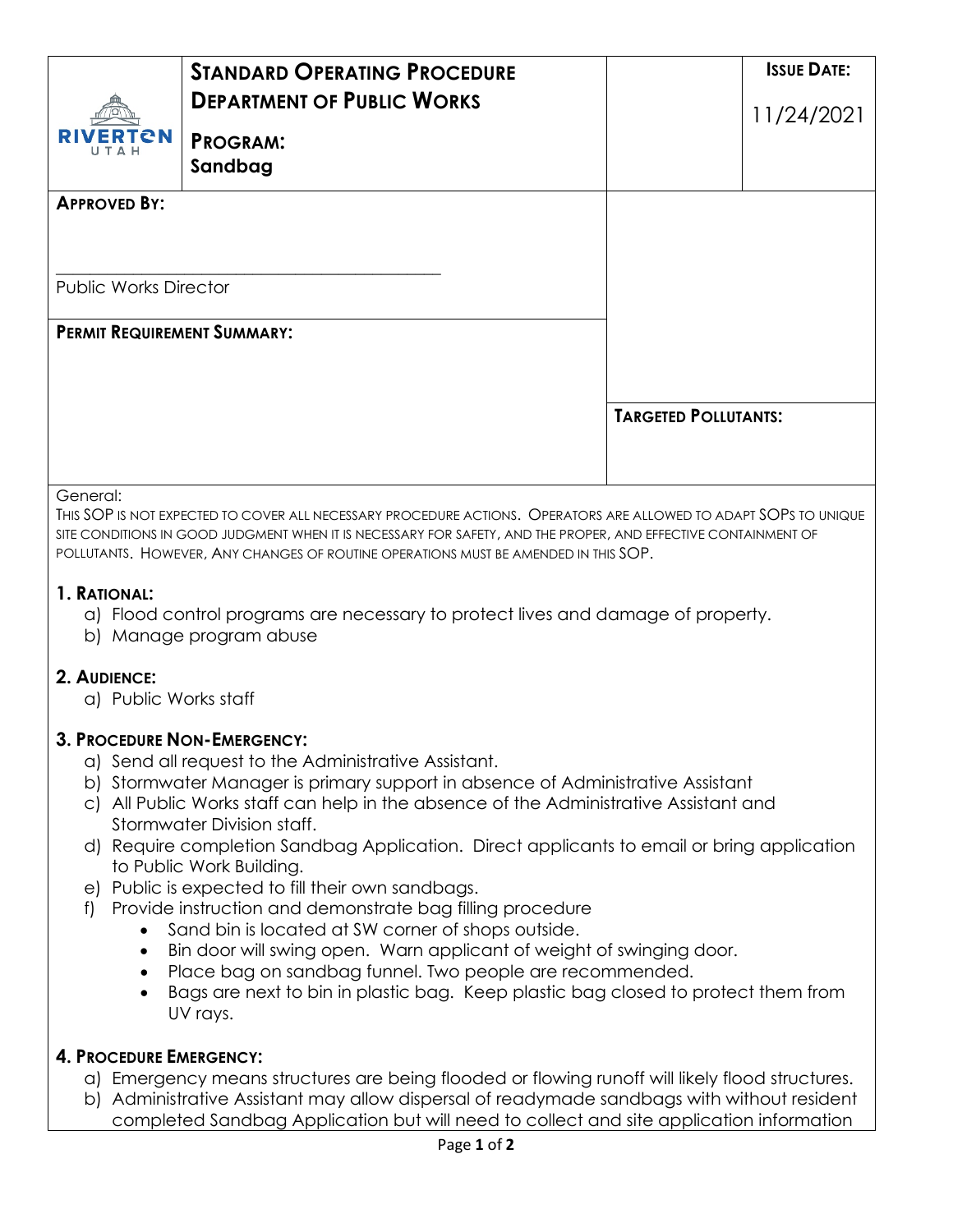| RIVERTON UTAH | **STANDARD OPERATING PROCEDURE DEPARTMENT OF PUBLIC WORKS** **PROGRAM:** **Sandbag** | | **ISSUE DATE:** 11/24/2021 |
|---|---|---|---|

**APPROVED BY:**

\_\_\_\_\_\_\_\_\_\_\_\_\_\_\_\_\_\_\_\_\_\_\_\_\_\_\_\_\_\_\_\_\_\_\_\_\_\_\_\_\_\_

Public Works Director

**PERMIT REQUIREMENT SUMMARY:**

**TARGETED POLLUTANTS:**

General:

THIS SOP IS NOT EXPECTED TO COVER ALL NECESSARY PROCEDURE ACTIONS. OPERATORS ARE ALLOWED TO ADAPT SOPS TO UNIQUE SITE CONDITIONS IN GOOD JUDGMENT WHEN IT IS NECESSARY FOR SAFETY, AND THE PROPER, AND EFFECTIVE CONTAINMENT OF POLLUTANTS. HOWEVER, ANY CHANGES OF ROUTINE OPERATIONS MUST BE AMENDED IN THIS SOP.

## 1. RATIONAL:

a) Flood control programs are necessary to protect lives and damage of property.
b) Manage program abuse

## 2. AUDIENCE:

a) Public Works staff

## 3. PROCEDURE NON-EMERGENCY:

a) Send all request to the Administrative Assistant.
b) Stormwater Manager is primary support in absence of Administrative Assistant
c) All Public Works staff can help in the absence of the Administrative Assistant and Stormwater Division staff.
d) Require completion Sandbag Application. Direct applicants to email or bring application to Public Work Building.
e) Public is expected to fill their own sandbags.
f) Provide instruction and demonstrate bag filling procedure
   - Sand bin is located at SW corner of shops outside.
   - Bin door will swing open. Warn applicant of weight of swinging door.
   - Place bag on sandbag funnel. Two people are recommended.
   - Bags are next to bin in plastic bag. Keep plastic bag closed to protect them from UV rays.

## 4. PROCEDURE EMERGENCY:

a) Emergency means structures are being flooded or flowing runoff will likely flood structures.
b) Administrative Assistant may allow dispersal of readymade sandbags with without resident completed Sandbag Application but will need to collect and site application information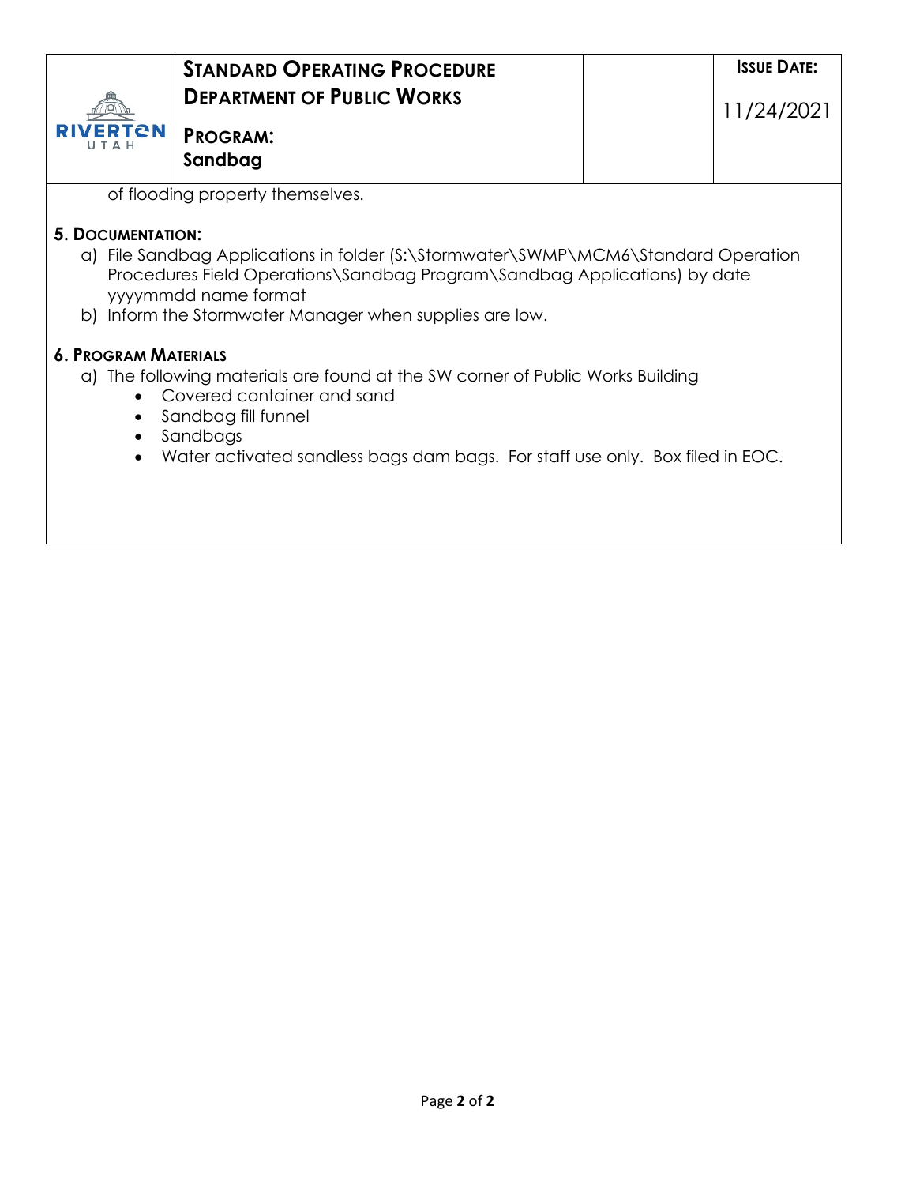of flooding property themselves.

**5. DOCUMENTATION:**

a) File Sandbag Applications in folder (S:\Stormwater\SWMP\MCM6\Standard Operation Procedures Field Operations\Sandbag Program\Sandbag Applications) by date yyyymmdd name format

b) Inform the Stormwater Manager when supplies are low.

**6. PROGRAM MATERIALS**

a) The following materials are found at the SW corner of Public Works Building

- Covered container and sand
- Sandbag fill funnel
- Sandbags
- Water activated sandless bags dam bags. For staff use only. Box filed in EOC.